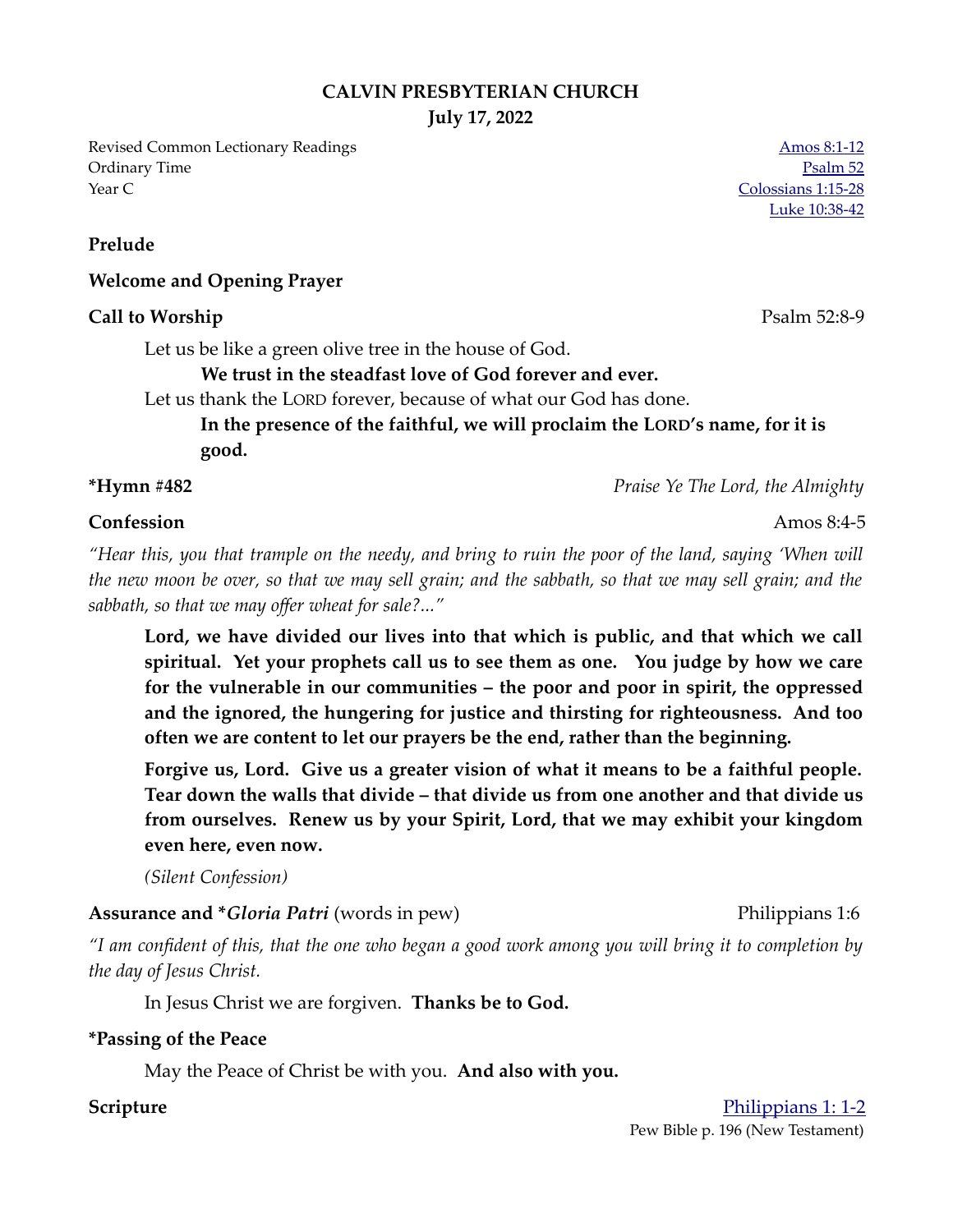**CALVIN PRESBYTERIAN CHURCH**
**July 17, 2022**

Revised Common Lectionary Readings
Ordinary Time
Year C

Amos 8:1-12
Psalm 52
Colossians 1:15-28
Luke 10:38-42

**Prelude**

**Welcome and Opening Prayer**

**Call to Worship** Psalm 52:8-9

Let us be like a green olive tree in the house of God.

**We trust in the steadfast love of God forever and ever.**

Let us thank the LORD forever, because of what our God has done.

**In the presence of the faithful, we will proclaim the LORD's name, for it is good.**

**\*Hymn #482** *Praise Ye The Lord, the Almighty*

**Confession** Amos 8:4-5

*"Hear this, you that trample on the needy, and bring to ruin the poor of the land, saying 'When will the new moon be over, so that we may sell grain; and the sabbath, so that we may sell grain; and the sabbath, so that we may offer wheat for sale?..."*

**Lord, we have divided our lives into that which is public, and that which we call spiritual. Yet your prophets call us to see them as one. You judge by how we care for the vulnerable in our communities – the poor and poor in spirit, the oppressed and the ignored, the hungering for justice and thirsting for righteousness. And too often we are content to let our prayers be the end, rather than the beginning.**

**Forgive us, Lord. Give us a greater vision of what it means to be a faithful people. Tear down the walls that divide – that divide us from one another and that divide us from ourselves. Renew us by your Spirit, Lord, that we may exhibit your kingdom even here, even now.**

*(Silent Confession)*

**Assurance and \****Gloria Patri*** (words in pew) Philippians 1:6

*"I am confident of this, that the one who began a good work among you will bring it to completion by the day of Jesus Christ.*

In Jesus Christ we are forgiven. **Thanks be to God.**

**\*Passing of the Peace**

May the Peace of Christ be with you. **And also with you.**

**Scripture** Philippians 1: 1-2
Pew Bible p. 196 (New Testament)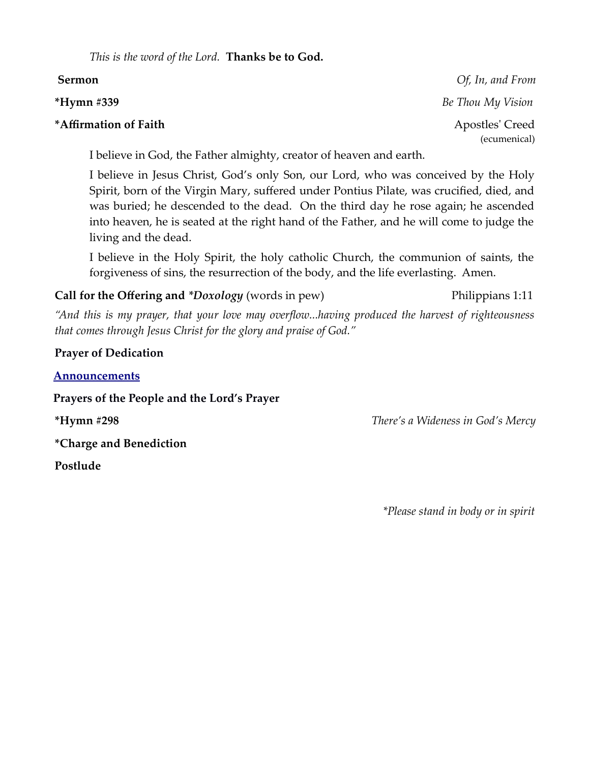*This is the word of the Lord.* **Thanks be to God.**

**Sermon** *Of, In, and From*

**\*Hymn #339** *Be Thou My Vision*

**\*Affirmation of Faith** Apostles' Creed (ecumenical)

I believe in God, the Father almighty, creator of heaven and earth.

I believe in Jesus Christ, God's only Son, our Lord, who was conceived by the Holy Spirit, born of the Virgin Mary, suffered under Pontius Pilate, was crucified, died, and was buried; he descended to the dead. On the third day he rose again; he ascended into heaven, he is seated at the right hand of the Father, and he will come to judge the living and the dead.

I believe in the Holy Spirit, the holy catholic Church, the communion of saints, the forgiveness of sins, the resurrection of the body, and the life everlasting. Amen.

**Call for the Offering and *\*Doxology*** (words in pew) Philippians 1:11

*"And this is my prayer, that your love may overflow...having produced the harvest of righteousness that comes through Jesus Christ for the glory and praise of God."*

**Prayer of Dedication**

**Announcements**

**Prayers of the People and the Lord's Prayer**

**\*Hymn #298** *There's a Wideness in God's Mercy*

**\*Charge and Benediction**

**Postlude**

*\*Please stand in body or in spirit*